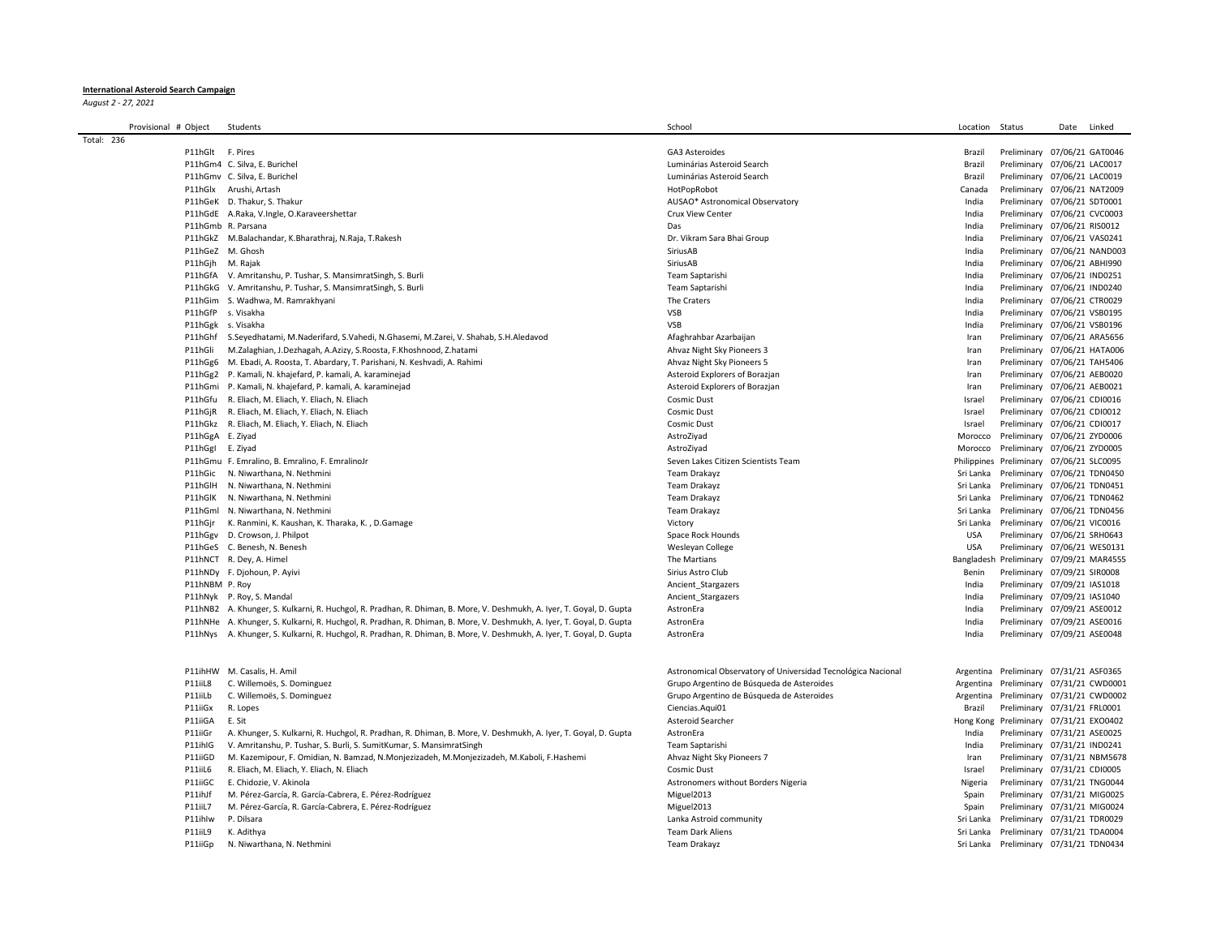**International Asteroid Search Campaign**

*August 2 - 27, 2021*

| Provisional # | Object | Students | School | Location | Status | Date | Linked |
|---|---|---|---|---|---|---|---|
| Total: 236 | | | | | | | |
| | P11hGlt | F. Pires | GA3 Asteroides | Brazil | Preliminary | 07/06/21 | GAT0046 |
| | P11hGm4 | C. Silva, E. Burichel | Luminárias Asteroid Search | Brazil | Preliminary | 07/06/21 | LAC0017 |
| | P11hGmv | C. Silva, E. Burichel | Luminárias Asteroid Search | Brazil | Preliminary | 07/06/21 | LAC0019 |
| | P11hGlx | Arushi, Artash | HotPopRobot | Canada | Preliminary | 07/06/21 | NAT2009 |
| | P11hGeK | D. Thakur, S. Thakur | AUSAO* Astronomical Observatory | India | Preliminary | 07/06/21 | SDT0001 |
| | P11hGdE | A.Raka, V.Ingle, O.Karaveershettar | Crux View Center | India | Preliminary | 07/06/21 | CVC0003 |
| | P11hGmb | R. Parsana | Das | India | Preliminary | 07/06/21 | RIS0012 |
| | P11hGkZ | M.Balachandar, K.Bharathraj, N.Raja, T.Rakesh | Dr. Vikram Sara Bhai Group | India | Preliminary | 07/06/21 | VAS0241 |
| | P11hGeZ | M. Ghosh | SiriusAB | India | Preliminary | 07/06/21 | NAND003 |
| | P11hGjh | M. Rajak | SiriusAB | India | Preliminary | 07/06/21 | ABHI990 |
| | P11hGfA | V. Amritanshu, P. Tushar, S. MansimratSingh, S. Burli | Team Saptarishi | India | Preliminary | 07/06/21 | IND0251 |
| | P11hGkG | V. Amritanshu, P. Tushar, S. MansimratSingh, S. Burli | Team Saptarishi | India | Preliminary | 07/06/21 | IND0240 |
| | P11hGim | S. Wadhwa, M. Ramrakhyani | The Craters | India | Preliminary | 07/06/21 | CTR0029 |
| | P11hGfP | s. Visakha | VSB | India | Preliminary | 07/06/21 | VSB0195 |
| | P11hGgk | s. Visakha | VSB | India | Preliminary | 07/06/21 | VSB0196 |
| | P11hGhf | S.Seyedhatami, M.Naderifard, S.Vahedi, N.Ghasemi, M.Zarei, V. Shahab, S.H.Aledavod | Afaghrahbar Azarbaijan | Iran | Preliminary | 07/06/21 | ARA5656 |
| | P11hGli | M.Zalaghian, J.Dezhagah, A.Azizy, S.Roosta, F.Khoshnood, Z.hatami | Ahvaz Night Sky Pioneers 3 | Iran | Preliminary | 07/06/21 | HATA006 |
| | P11hGg6 | M. Ebadi, A. Roosta, T. Abardary, T. Parishani, N. Keshvadi, A. Rahimi | Ahvaz Night Sky Pioneers 5 | Iran | Preliminary | 07/06/21 | TAH5406 |
| | P11hGg2 | P. Kamali, N. khajefard, P. kamali, A. karaminejad | Asteroid Explorers of Borazjan | Iran | Preliminary | 07/06/21 | AEB0020 |
| | P11hGmi | P. Kamali, N. khajefard, P. kamali, A. karaminejad | Asteroid Explorers of Borazjan | Iran | Preliminary | 07/06/21 | AEB0021 |
| | P11hGfu | R. Eliach, M. Eliach, Y. Eliach, N. Eliach | Cosmic Dust | Israel | Preliminary | 07/06/21 | CDI0016 |
| | P11hGjR | R. Eliach, M. Eliach, Y. Eliach, N. Eliach | Cosmic Dust | Israel | Preliminary | 07/06/21 | CDI0012 |
| | P11hGkz | R. Eliach, M. Eliach, Y. Eliach, N. Eliach | Cosmic Dust | Israel | Preliminary | 07/06/21 | CDI0017 |
| | P11hGgA | E. Ziyad | AstroZiyad | Morocco | Preliminary | 07/06/21 | ZYD0006 |
| | P11hGgI | E. Ziyad | AstroZiyad | Morocco | Preliminary | 07/06/21 | ZYD0005 |
| | P11hGmu | F. Emralino, B. Emralino, F. EmralinoJr | Seven Lakes Citizen Scientists Team | Philippines | Preliminary | 07/06/21 | SLC0095 |
| | P11hGic | N. Niwarthana, N. Nethmini | Team Drakayz | Sri Lanka | Preliminary | 07/06/21 | TDN0450 |
| | P11hGlH | N. Niwarthana, N. Nethmini | Team Drakayz | Sri Lanka | Preliminary | 07/06/21 | TDN0451 |
| | P11hGlK | N. Niwarthana, N. Nethmini | Team Drakayz | Sri Lanka | Preliminary | 07/06/21 | TDN0462 |
| | P11hGml | N. Niwarthana, N. Nethmini | Team Drakayz | Sri Lanka | Preliminary | 07/06/21 | TDN0456 |
| | P11hGjr | K. Ranmini, K. Kaushan, K. Tharaka, K. , D.Gamage | Victory | Sri Lanka | Preliminary | 07/06/21 | VIC0016 |
| | P11hGgv | D. Crowson, J. Philpot | Space Rock Hounds | USA | Preliminary | 07/06/21 | SRH0643 |
| | P11hGeS | C. Benesh, N. Benesh | Wesleyan College | USA | Preliminary | 07/06/21 | WES0131 |
| | P11hNCT | R. Dey, A. Himel | The Martians | Bangladesh | Preliminary | 07/09/21 | MAR4555 |
| | P11hNDy | F. Djohoun, P. Ayivi | Sirius Astro Club | Benin | Preliminary | 07/09/21 | SIR0008 |
| | P11hNBM | P. Roy | Ancient_Stargazers | India | Preliminary | 07/09/21 | IAS1018 |
| | P11hNyk | P. Roy, S. Mandal | Ancient_Stargazers | India | Preliminary | 07/09/21 | IAS1040 |
| | P11hNB2 | A. Khunger, S. Kulkarni, R. Huchgol, R. Pradhan, R. Dhiman, B. More, V. Deshmukh, A. Iyer, T. Goyal, D. Gupta | AstronEra | India | Preliminary | 07/09/21 | ASE0012 |
| | P11hNHe | A. Khunger, S. Kulkarni, R. Huchgol, R. Pradhan, R. Dhiman, B. More, V. Deshmukh, A. Iyer, T. Goyal, D. Gupta | AstronEra | India | Preliminary | 07/09/21 | ASE0016 |
| | P11hNys | A. Khunger, S. Kulkarni, R. Huchgol, R. Pradhan, R. Dhiman, B. More, V. Deshmukh, A. Iyer, T. Goyal, D. Gupta | AstronEra | India | Preliminary | 07/09/21 | ASE0048 |
| | | | | | | | |
| | P11ihHW | M. Casalis, H. Amil | Astronomical Observatory of Universidad Tecnológica Nacional | Argentina | Preliminary | 07/31/21 | ASF0365 |
| | P11iiL8 | C. Willemoës, S. Dominguez | Grupo Argentino de Búsqueda de Asteroides | Argentina | Preliminary | 07/31/21 | CWD0001 |
| | P11iiLb | C. Willemoës, S. Dominguez | Grupo Argentino de Búsqueda de Asteroides | Argentina | Preliminary | 07/31/21 | CWD0002 |
| | P11iiGx | R. Lopes | Ciencias.Aqui01 | Brazil | Preliminary | 07/31/21 | FRL0001 |
| | P11iiGA | E. Sit | Asteroid Searcher | Hong Kong | Preliminary | 07/31/21 | EXO0402 |
| | P11iiGr | A. Khunger, S. Kulkarni, R. Huchgol, R. Pradhan, R. Dhiman, B. More, V. Deshmukh, A. Iyer, T. Goyal, D. Gupta | AstronEra | India | Preliminary | 07/31/21 | ASE0025 |
| | P11ihIG | V. Amritanshu, P. Tushar, S. Burli, S. SumitKumar, S. MansimratSingh | Team Saptarishi | India | Preliminary | 07/31/21 | IND0241 |
| | P11iiGD | M. Kazemipour, F. Omidian, N. Bamzad, N.Monjezizadeh, M.Monjezizadeh, M.Kaboli, F.Hashemi | Ahvaz Night Sky Pioneers 7 | Iran | Preliminary | 07/31/21 | NBM5678 |
| | P11iiL6 | R. Eliach, M. Eliach, Y. Eliach, N. Eliach | Cosmic Dust | Israel | Preliminary | 07/31/21 | CDI0005 |
| | P11iiGC | E. Chidozie, V. Akinola | Astronomers without Borders Nigeria | Nigeria | Preliminary | 07/31/21 | TNG0044 |
| | P11ihJf | M. Pérez-García, R. García-Cabrera, E. Pérez-Rodríguez | Miguel2013 | Spain | Preliminary | 07/31/21 | MIG0025 |
| | P11iiL7 | M. Pérez-García, R. García-Cabrera, E. Pérez-Rodríguez | Miguel2013 | Spain | Preliminary | 07/31/21 | MIG0024 |
| | P11ihIw | P. Dilsara | Lanka Astroid community | Sri Lanka | Preliminary | 07/31/21 | TDR0029 |
| | P11iiL9 | K. Adithya | Team Dark Aliens | Sri Lanka | Preliminary | 07/31/21 | TDA0004 |
| | P11iiGp | N. Niwarthana, N. Nethmini | Team Drakayz | Sri Lanka | Preliminary | 07/31/21 | TDN0434 |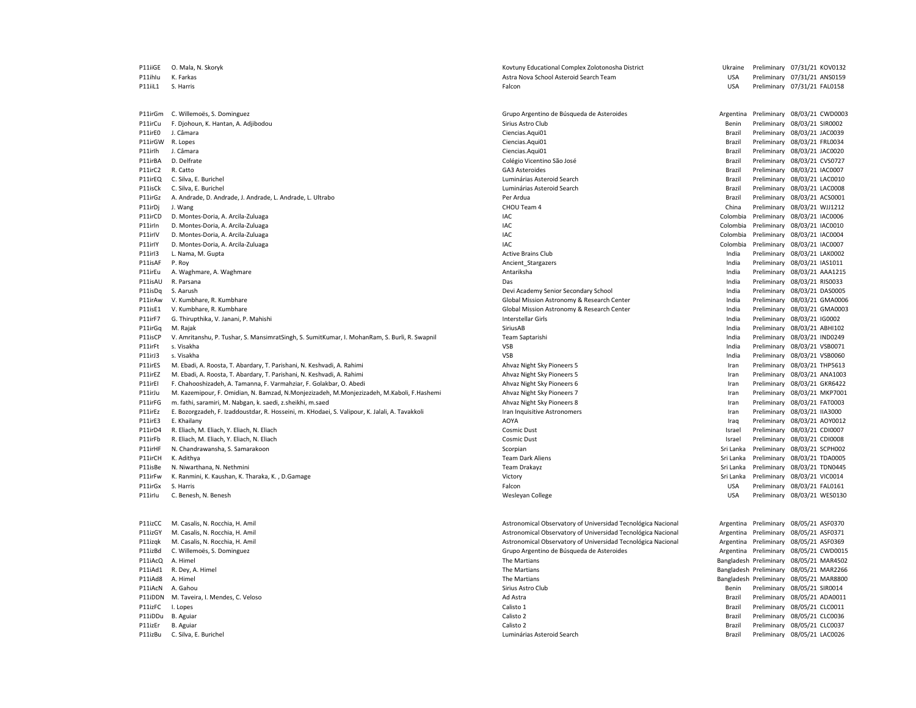| | | | | | | |
|---|---|---|---|---|---|---|
| P11iiGE | O. Mala, N. Skoryk | Kovtuny Educational Complex Zolotonosha District | Ukraine | Preliminary | 07/31/21 | KOV0132 |
| P11ihIu | K. Farkas | Astra Nova School Asteroid Search Team | USA | Preliminary | 07/31/21 | ANS0159 |
| P11iiL1 | S. Harris | Falcon | USA | Preliminary | 07/31/21 | FAL0158 |
| | | | | | | |
| P11irGm | C. Willemoës, S. Dominguez | Grupo Argentino de Búsqueda de Asteroides | Argentina | Preliminary | 08/03/21 | CWD0003 |
| P11irCu | F. Djohoun, K. Hantan, A. Adjibodou | Sirius Astro Club | Benin | Preliminary | 08/03/21 | SIR0002 |
| P11irE0 | J. Câmara | Ciencias.Aqui01 | Brazil | Preliminary | 08/03/21 | JAC0039 |
| P11irGW | R. Lopes | Ciencias.Aqui01 | Brazil | Preliminary | 08/03/21 | FRL0034 |
| P11irIh | J. Câmara | Ciencias.Aqui01 | Brazil | Preliminary | 08/03/21 | JAC0020 |
| P11irBA | D. Delfrate | Colégio Vicentino São José | Brazil | Preliminary | 08/03/21 | CVS0727 |
| P11irC2 | R. Catto | GA3 Asteroides | Brazil | Preliminary | 08/03/21 | IAC0007 |
| P11irEQ | C. Silva, E. Burichel | Luminárias Asteroid Search | Brazil | Preliminary | 08/03/21 | LAC0010 |
| P11isCk | C. Silva, E. Burichel | Luminárias Asteroid Search | Brazil | Preliminary | 08/03/21 | LAC0008 |
| P11irGz | A. Andrade, D. Andrade, J. Andrade, L. Andrade, L. Ultrabo | Per Ardua | Brazil | Preliminary | 08/03/21 | ACS0001 |
| P11irDj | J. Wang | CHOU Team 4 | China | Preliminary | 08/03/21 | WJJ1212 |
| P11irCD | D. Montes-Doria, A. Arcila-Zuluaga | IAC | Colombia | Preliminary | 08/03/21 | IAC0006 |
| P11irIn | D. Montes-Doria, A. Arcila-Zuluaga | IAC | Colombia | Preliminary | 08/03/21 | IAC0010 |
| P11irIV | D. Montes-Doria, A. Arcila-Zuluaga | IAC | Colombia | Preliminary | 08/03/21 | IAC0004 |
| P11irIY | D. Montes-Doria, A. Arcila-Zuluaga | IAC | Colombia | Preliminary | 08/03/21 | IAC0007 |
| P11irI3 | L. Nama, M. Gupta | Active Brains Club | India | Preliminary | 08/03/21 | LAK0002 |
| P11isAF | P. Roy | Ancient_Stargazers | India | Preliminary | 08/03/21 | IAS1011 |
| P11irEu | A. Waghmare, A. Waghmare | Antariksha | India | Preliminary | 08/03/21 | AAA1215 |
| P11isAU | R. Parsana | Das | India | Preliminary | 08/03/21 | RIS0033 |
| P11isDq | S. Aarush | Devi Academy Senior Secondary School | India | Preliminary | 08/03/21 | DAS0005 |
| P11irAw | V. Kumbhare, R. Kumbhare | Global Mission Astronomy & Research Center | India | Preliminary | 08/03/21 | GMA0006 |
| P11isE1 | V. Kumbhare, R. Kumbhare | Global Mission Astronomy & Research Center | India | Preliminary | 08/03/21 | GMA0003 |
| P11irF7 | G. Thirupthika, V. Janani, P. Mahishi | Interstellar Girls | India | Preliminary | 08/03/21 | IG0002 |
| P11irGq | M. Rajak | SiriusAB | India | Preliminary | 08/03/21 | ABHI102 |
| P11isCP | V. Amritanshu, P. Tushar, S. MansimratSingh, S. SumitKumar, I. MohanRam, S. Burli, R. Swapnil | Team Saptarishi | India | Preliminary | 08/03/21 | IND0249 |
| P11irFt | s. Visakha | VSB | India | Preliminary | 08/03/21 | VSB0071 |
| P11irJ3 | s. Visakha | VSB | India | Preliminary | 08/03/21 | VSB0060 |
| P11irES | M. Ebadi, A. Roosta, T. Abardary, T. Parishani, N. Keshvadi, A. Rahimi | Ahvaz Night Sky Pioneers 5 | Iran | Preliminary | 08/03/21 | THP5613 |
| P11irEZ | M. Ebadi, A. Roosta, T. Abardary, T. Parishani, N. Keshvadi, A. Rahimi | Ahvaz Night Sky Pioneers 5 | Iran | Preliminary | 08/03/21 | ANA1003 |
| P11irEI | F. Chahooshizadeh, A. Tamanna, F. Varmahziar, F. Golakbar, O. Abedi | Ahvaz Night Sky Pioneers 6 | Iran | Preliminary | 08/03/21 | GKR6422 |
| P11irJu | M. Kazemipour, F. Omidian, N. Bamzad, N.Monjezizadeh, M.Monjezizadeh, M.Kaboli, F.Hashemi | Ahvaz Night Sky Pioneers 7 | Iran | Preliminary | 08/03/21 | MKP7001 |
| P11irFG | m. fathi, saramiri, M. Nabgan, k. saedi, z.sheikhi, m.saed | Ahvaz Night Sky Pioneers 8 | Iran | Preliminary | 08/03/21 | FAT0003 |
| P11irEz | E. Bozorgzadeh, F. Izaddoustdar, R. Hosseini, m. KHodaei, S. Valipour, K. Jalali, A. Tavakkoli | Iran Inquisitive Astronomers | Iran | Preliminary | 08/03/21 | IIA3000 |
| P11irE3 | E. Khailany | AOYA | Iraq | Preliminary | 08/03/21 | AOY0012 |
| P11irD4 | R. Eliach, M. Eliach, Y. Eliach, N. Eliach | Cosmic Dust | Israel | Preliminary | 08/03/21 | CDI0007 |
| P11irFb | R. Eliach, M. Eliach, Y. Eliach, N. Eliach | Cosmic Dust | Israel | Preliminary | 08/03/21 | CDI0008 |
| P11irHF | N. Chandrawansha, S. Samarakoon | Scorpian | Sri Lanka | Preliminary | 08/03/21 | SCPH002 |
| P11irCH | K. Adithya | Team Dark Aliens | Sri Lanka | Preliminary | 08/03/21 | TDA0005 |
| P11isBe | N. Niwarthana, N. Nethmini | Team Drakayz | Sri Lanka | Preliminary | 08/03/21 | TDN0445 |
| P11irFw | K. Ranmini, K. Kaushan, K. Tharaka, K. , D.Gamage | Victory | Sri Lanka | Preliminary | 08/03/21 | VIC0014 |
| P11irGx | S. Harris | Falcon | USA | Preliminary | 08/03/21 | FAL0161 |
| P11irIu | C. Benesh, N. Benesh | Wesleyan College | USA | Preliminary | 08/03/21 | WES0130 |
| | | | | | | |
| P11izCC | M. Casalis, N. Rocchia, H. Amil | Astronomical Observatory of Universidad Tecnológica Nacional | Argentina | Preliminary | 08/05/21 | ASF0370 |
| P11izGY | M. Casalis, N. Rocchia, H. Amil | Astronomical Observatory of Universidad Tecnológica Nacional | Argentina | Preliminary | 08/05/21 | ASF0371 |
| P11izqk | M. Casalis, N. Rocchia, H. Amil | Astronomical Observatory of Universidad Tecnológica Nacional | Argentina | Preliminary | 08/05/21 | ASF0369 |
| P11izBd | C. Willemoës, S. Dominguez | Grupo Argentino de Búsqueda de Asteroides | Argentina | Preliminary | 08/05/21 | CWD0015 |
| P11iAcQ | A. Himel | The Martians | Bangladesh | Preliminary | 08/05/21 | MAR4502 |
| P11iAd1 | R. Dey, A. Himel | The Martians | Bangladesh | Preliminary | 08/05/21 | MAR2266 |
| P11iAd8 | A. Himel | The Martians | Bangladesh | Preliminary | 08/05/21 | MAR8800 |
| P11iAcN | A. Gahou | Sirius Astro Club | Benin | Preliminary | 08/05/21 | SIR0014 |
| P11iDDN | M. Taveira, I. Mendes, C. Veloso | Ad Astra | Brazil | Preliminary | 08/05/21 | ADA0011 |
| P11izFC | I. Lopes | Calisto 1 | Brazil | Preliminary | 08/05/21 | CLC0011 |
| P11iDDu | B. Aguiar | Calisto 2 | Brazil | Preliminary | 08/05/21 | CLC0036 |
| P11izEr | B. Aguiar | Calisto 2 | Brazil | Preliminary | 08/05/21 | CLC0037 |
| P11izBu | C. Silva, E. Burichel | Luminárias Asteroid Search | Brazil | Preliminary | 08/05/21 | LAC0026 |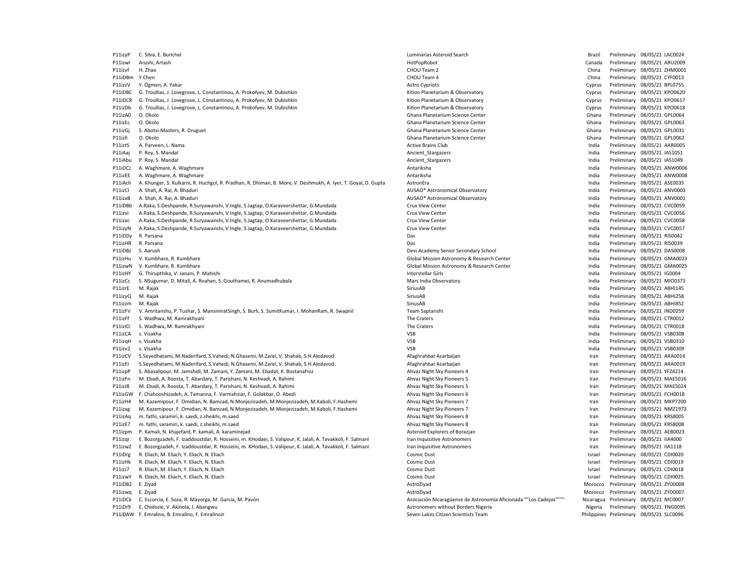| | | | | | | |
|---|---|---|---|---|---|---|
| P11izyP | C. Silva, E. Burichel | Luminárias Asteroid Search | Brazil | Preliminary | 08/05/21 | LAC0024 |
| P11izwl | Arushi, Artash | HotPopRobot | Canada | Preliminary | 08/05/21 | ARU2009 |
| P11izvf | H. Zhao | CHOU Team 2 | China | Preliminary | 08/05/21 | ZHM0001 |
| P11iDBm | Y.Chen | CHOU Team 4 | China | Preliminary | 08/05/21 | CYF0013 |
| P11izzV | Y. Ögmen, A. Yakar | Astro Cypriots | Cyprus | Preliminary | 08/05/21 | BPL0755 |
| P11iDBC | G. Troullias, J. Lovegrove, L. Constantinou, A. Prokofyev, M. Dubishkin | Kition Planetarium & Observatory | Cyprus | Preliminary | 08/05/21 | KPO0620 |
| P11iDCR | G. Troullias, J. Lovegrove, L. Constantinou, A. Prokofyev, M. Dubishkin | Kition Planetarium & Observatory | Cyprus | Preliminary | 08/05/21 | KPO0617 |
| P11izDb | G. Troullias, J. Lovegrove, L. Constantinou, A. Prokofyev, M. Dubishkin | Kition Planetarium & Observatory | Cyprus | Preliminary | 08/05/21 | KPO0618 |
| P11izA0 | O. Okolo | Ghana Planetarium Science Center | Ghana | Preliminary | 08/05/21 | GPL0064 |
| P11izEc | O. Okolo | Ghana Planetarium Science Center | Ghana | Preliminary | 08/05/21 | GPL0063 |
| P11izGj | S. Abotsi-Masters, R. Druguet | Ghana Planetarium Science Center | Ghana | Preliminary | 08/05/21 | GPL0031 |
| P11izIl | O. Okolo | Ghana Planetarium Science Center | Ghana | Preliminary | 08/05/21 | GPL0062 |
| P11iztS | A. Parveen, L. Nama | Active Brains Club | India | Preliminary | 08/05/21 | AAR0005 |
| P11iAaj | P. Roy, S. Mandal | Ancient_Stargazers | India | Preliminary | 08/05/21 | IAS1051 |
| P11iAbu | P. Roy, S. Mandal | Ancient_Stargazers | India | Preliminary | 08/05/21 | IAS1049 |
| P11iDCJ | A. Waghmare, A. Waghmare | Antariksha | India | Preliminary | 08/05/21 | ANW0006 |
| P11izEE | A. Waghmare, A. Waghmare | Antariksha | India | Preliminary | 08/05/21 | ANW0008 |
| P11iAch | A. Khunger, S. Kulkarni, R. Huchgol, R. Pradhan, R. Dhiman, B. More, V. Deshmukh, A. Iyer, T. Goyal, D. Gupta | AstronEra | India | Preliminary | 08/05/21 | ASE0035 |
| P11izCl | A. Shah, A. Rai, A. Bhaduri | AUSAO* Astronomical Observatory | India | Preliminary | 08/05/21 | ANV0003 |
| P11izxB | A. Shah, A. Rai, A. Bhaduri | AUSAO* Astronomical Observatory | India | Preliminary | 08/05/21 | ANV0001 |
| P11iDBb | A.Raka, S.Deshpande, R.Suryawanshi, V.Ingle, S.Jagtap, O.Karaveershettar, G.Mundada | Crux View Center | India | Preliminary | 08/05/21 | CVC0059 |
| P11izvi | A.Raka, S.Deshpande, R.Suryawanshi, V.Ingle, S.Jagtap, O.Karaveershettar, G.Mundada | Crux View Center | India | Preliminary | 08/05/21 | CVC0056 |
| P11izxc | A.Raka, S.Deshpande, R.Suryawanshi, V.Ingle, S.Jagtap, O.Karaveershettar, G.Mundada | Crux View Center | India | Preliminary | 08/05/21 | CVC0058 |
| P11izyN | A.Raka, S.Deshpande, R.Suryawanshi, V.Ingle, S.Jagtap, O.Karaveershettar, G.Mundada | Crux View Center | India | Preliminary | 08/05/21 | CVC0057 |
| P11iDDy | R. Parsana | Das | India | Preliminary | 08/05/21 | RIS0042 |
| P11izHR | R. Parsana | Das | India | Preliminary | 08/05/21 | RIS0039 |
| P11iDBz | S. Aarush | Devi Academy Senior Secondary School | India | Preliminary | 08/05/21 | DAS0008 |
| P11izHu | V. Kumbhare, R. Kumbhare | Global Mission Astronomy & Research Center | India | Preliminary | 08/05/21 | GMA0023 |
| P11izwN | V. Kumbhare, R. Kumbhare | Global Mission Astronomy & Research Center | India | Preliminary | 08/05/21 | GMA0025 |
| P11izHY | G. Thirupthika, V. Janani, P. Mahishi | Interstellar Girls | India | Preliminary | 08/05/21 | IG0004 |
| P11izCc | S. NSugumar, D. Mitali, A. Roahan, S. Gouthamei, R. Anumadhubala | Mars India Observatory | India | Preliminary | 08/05/21 | MIO0373 |
| P11izrE | M. Rajak | SiriusAB | India | Preliminary | 08/05/21 | ABHI145 |
| P11izyQ | M. Rajak | SiriusAB | India | Preliminary | 08/05/21 | ABHI258 |
| P11izzm | M. Rajak | SiriusAB | India | Preliminary | 08/05/21 | ABHI852 |
| P11izFV | V. Amritanshu, P. Tushar, S. MansimratSingh, S. Burli, S. SumitKumar, I. MohanRam, R. Swapnil | Team Saptarishi | India | Preliminary | 08/05/21 | IND0259 |
| P11izFf | S. Wadhwa, M. Ramrakhyani | The Craters | India | Preliminary | 08/05/21 | CTR0012 |
| P11izIO | S. Wadhwa, M. Ramrakhyani | The Craters | India | Preliminary | 08/05/21 | CTR0018 |
| P11izCA | s. Visakha | VSB | India | Preliminary | 08/05/21 | VSB0308 |
| P11izqH | s. Visakha | VSB | India | Preliminary | 08/05/21 | VSB0310 |
| P11izv2 | s. Visakha | VSB | India | Preliminary | 08/05/21 | VSB0309 |
| P11izCV | S.Seyedhatami, M.Naderifard, S.Vahedi, N.Ghasemi, M.Zarei, V. Shahab, S.H.Aledavod | Afaghrahbar Azarbaijan | Iran | Preliminary | 08/05/21 | ARA0014 |
| P11izEI | S.Seyedhatami, M.Naderifard, S.Vahedi, N.Ghasemi, M.Zarei, V. Shahab, S.H.Aledavod | Afaghrahbar Azarbaijan | Iran | Preliminary | 08/05/21 | ARA0019 |
| P11izpP | S. Abasalipour, M. Jamshidi, M. Zamani, Y. Zamani, M. Ebadat, K. Bostanafroz | Ahvaz Night Sky Pioneers 4 | Iran | Preliminary | 08/05/21 | YFZ4214 |
| P11izFn | M. Ebadi, A. Roosta, T. Abardary, T. Parishani, N. Keshvadi, A. Rahimi | Ahvaz Night Sky Pioneers 5 | Iran | Preliminary | 08/05/21 | MAE5016 |
| P11izJ8 | M. Ebadi, A. Roosta, T. Abardary, T. Parishani, N. Keshvadi, A. Rahimi | Ahvaz Night Sky Pioneers 5 | Iran | Preliminary | 08/05/21 | MAE5024 |
| P11izGW | F. Chahooshizadeh, A. Tamanna, F. Varmahziar, F. Golakbar, O. Abedi | Ahvaz Night Sky Pioneers 6 | Iran | Preliminary | 08/05/21 | FCH0018 |
| P11izH4 | M. Kazemipour, F. Omidian, N. Bamzad, N.Monjezizadeh, M.Monjezizadeh, M.Kaboli, F.Hashemi | Ahvaz Night Sky Pioneers 7 | Iran | Preliminary | 08/05/21 | MKP7200 |
| P11izxg | M. Kazemipour, F. Omidian, N. Bamzad, N.Monjezizadeh, M.Monjezizadeh, M.Kaboli, F.Hashemi | Ahvaz Night Sky Pioneers 7 | Iran | Preliminary | 08/05/21 | NMZ1973 |
| P11izAq | m. fathi, saramiri, k. saedi, z.sheikhi, m.saed | Ahvaz Night Sky Pioneers 8 | Iran | Preliminary | 08/05/21 | KRS8005 |
| P11izE7 | m. fathi, saramiri, k. saedi, z.sheikhi, m.saed | Ahvaz Night Sky Pioneers 8 | Iran | Preliminary | 08/05/21 | KRS8008 |
| P11izpm | P. Kamali, N. khajefard, P. kamali, A. karaminejad | Asteroid Explorers of Borazjan | Iran | Preliminary | 08/05/21 | AEB0023 |
| P11izqr | E. Bozorgzadeh, F. Izaddoustdar, R. Hosseini, m. KHodaei, S. Valipour, K. Jalali, A. Tavakkoli, F. Salmani | Iran Inquisitive Astronomers | Iran | Preliminary | 08/05/21 | IIA4000 |
| P11izwZ | E. Bozorgzadeh, F. Izaddoustdar, R. Hosseini, m. KHodaei, S. Valipour, K. Jalali, A. Tavakkoli, F. Salmani | Iran Inquisitive Astronomers | Iran | Preliminary | 08/05/21 | IIA1118 |
| P11iDrg | R. Eliach, M. Eliach, Y. Eliach, N. Eliach | Cosmic Dust | Israel | Preliminary | 08/05/21 | CDI0020 |
| P11izHk | R. Eliach, M. Eliach, Y. Eliach, N. Eliach | Cosmic Dust | Israel | Preliminary | 08/05/21 | CDI0019 |
| P11izJ7 | R. Eliach, M. Eliach, Y. Eliach, N. Eliach | Cosmic Dust | Israel | Preliminary | 08/05/21 | CDI0018 |
| P11izwY | R. Eliach, M. Eliach, Y. Eliach, N. Eliach | Cosmic Dust | Israel | Preliminary | 08/05/21 | CDI0025 |
| P11iDB2 | E. Ziyad | AstroZiyad | Morocco | Preliminary | 08/05/21 | ZYD0008 |
| P11izwq | E. Ziyad | AstroZiyad | Morocco | Preliminary | 08/05/21 | ZYD0007 |
| P11iDCk | C. Escorcia, E. Soza, R. Mayorga, M. Garcia, M. Pavón | Asociación Nicaragüense de Astronomía Aficionada ""Los Cadejos"""" | Nicaragua | Preliminary | 08/05/21 | NIC0007 |
| P11iDr9 | E. Chidozie, V. Akinola, J. Abangwu | Astronomers without Borders Nigeria | Nigeria | Preliminary | 08/05/21 | TNG0095 |
| P11iDAW | F. Emralino, B. Emralino, F. EmralinoJr | Seven Lakes Citizen Scientists Team | Philippines | Preliminary | 08/05/21 | SLC0096 |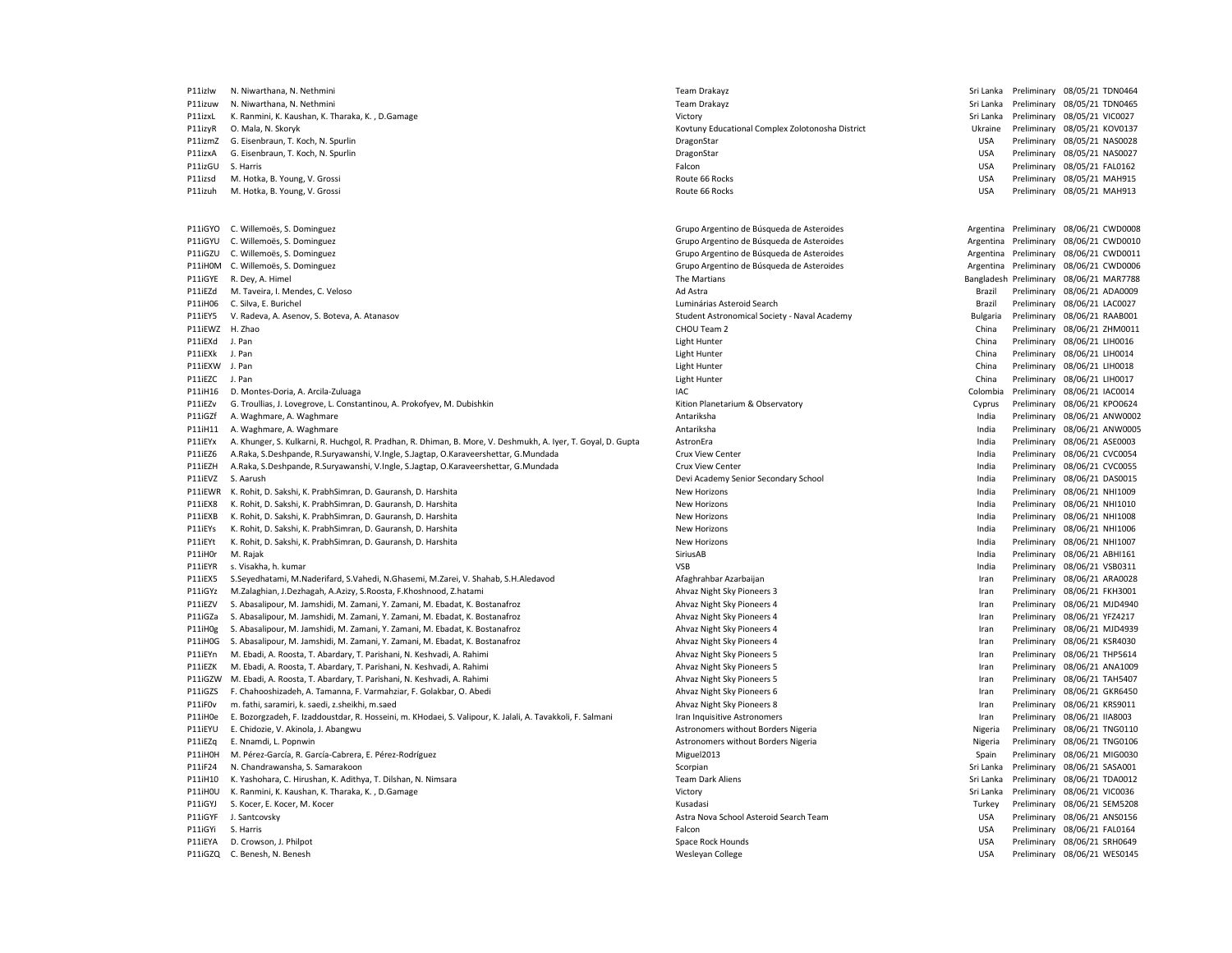| | | | | | | |
|---|---|---|---|---|---|---|
| P11izIw | N. Niwarthana, N. Nethmini | Team Drakayz | Sri Lanka | Preliminary | 08/05/21 | TDN0464 |
| P11izuw | N. Niwarthana, N. Nethmini | Team Drakayz | Sri Lanka | Preliminary | 08/05/21 | TDN0465 |
| P11izxL | K. Ranmini, K. Kaushan, K. Tharaka, K. , D.Gamage | Victory | Sri Lanka | Preliminary | 08/05/21 | VIC0027 |
| P11izyR | O. Mala, N. Skoryk | Kovtuny Educational Complex Zolotonosha District | Ukraine | Preliminary | 08/05/21 | KOV0137 |
| P11izmZ | G. Eisenbraun, T. Koch, N. Spurlin | DragonStar | USA | Preliminary | 08/05/21 | NAS0028 |
| P11izxA | G. Eisenbraun, T. Koch, N. Spurlin | DragonStar | USA | Preliminary | 08/05/21 | NAS0027 |
| P11izGU | S. Harris | Falcon | USA | Preliminary | 08/05/21 | FAL0162 |
| P11izsd | M. Hotka, B. Young, V. Grossi | Route 66 Rocks | USA | Preliminary | 08/05/21 | MAH915 |
| P11izuh | M. Hotka, B. Young, V. Grossi | Route 66 Rocks | USA | Preliminary | 08/05/21 | MAH913 |
| | | | | | | |
| P11iGYO | C. Willemoës, S. Dominguez | Grupo Argentino de Búsqueda de Asteroides | Argentina | Preliminary | 08/06/21 | CWD0008 |
| P11iGYU | C. Willemoës, S. Dominguez | Grupo Argentino de Búsqueda de Asteroides | Argentina | Preliminary | 08/06/21 | CWD0010 |
| P11iGZU | C. Willemoës, S. Dominguez | Grupo Argentino de Búsqueda de Asteroides | Argentina | Preliminary | 08/06/21 | CWD0011 |
| P11iH0M | C. Willemoës, S. Dominguez | Grupo Argentino de Búsqueda de Asteroides | Argentina | Preliminary | 08/06/21 | CWD0006 |
| P11iGYE | R. Dey, A. Himel | The Martians | Bangladesh | Preliminary | 08/06/21 | MAR7788 |
| P11iEZd | M. Taveira, I. Mendes, C. Veloso | Ad Astra | Brazil | Preliminary | 08/06/21 | ADA0009 |
| P11iH06 | C. Silva, E. Burichel | Luminárias Asteroid Search | Brazil | Preliminary | 08/06/21 | LAC0027 |
| P11iEY5 | V. Radeva, A. Asenov, S. Boteva, A. Atanasov | Student Astronomical Society - Naval Academy | Bulgaria | Preliminary | 08/06/21 | RAAB001 |
| P11iEWZ | H. Zhao | CHOU Team 2 | China | Preliminary | 08/06/21 | ZHM0011 |
| P11iEXd | J. Pan | Light Hunter | China | Preliminary | 08/06/21 | LIH0016 |
| P11iEXk | J. Pan | Light Hunter | China | Preliminary | 08/06/21 | LIH0014 |
| P11iEXW | J. Pan | Light Hunter | China | Preliminary | 08/06/21 | LIH0018 |
| P11iEZC | J. Pan | Light Hunter | China | Preliminary | 08/06/21 | LIH0017 |
| P11iH16 | D. Montes-Doria, A. Arcila-Zuluaga | IAC | Colombia | Preliminary | 08/06/21 | IAC0014 |
| P11iEZv | G. Troullias, J. Lovegrove, L. Constantinou, A. Prokofyev, M. Dubishkin | Kition Planetarium & Observatory | Cyprus | Preliminary | 08/06/21 | KPO0624 |
| P11iGZf | A. Waghmare, A. Waghmare | Antariksha | India | Preliminary | 08/06/21 | ANW0002 |
| P11iH11 | A. Waghmare, A. Waghmare | Antariksha | India | Preliminary | 08/06/21 | ANW0005 |
| P11iEYx | A. Khunger, S. Kulkarni, R. Huchgol, R. Pradhan, R. Dhiman, B. More, V. Deshmukh, A. Iyer, T. Goyal, D. Gupta | AstronEra | India | Preliminary | 08/06/21 | ASE0003 |
| P11iEZ6 | A.Raka, S.Deshpande, R.Suryawanshi, V.Ingle, S.Jagtap, O.Karaveershettar, G.Mundada | Crux View Center | India | Preliminary | 08/06/21 | CVC0054 |
| P11iEZH | A.Raka, S.Deshpande, R.Suryawanshi, V.Ingle, S.Jagtap, O.Karaveershettar, G.Mundada | Crux View Center | India | Preliminary | 08/06/21 | CVC0055 |
| P11iEVZ | S. Aarush | Devi Academy Senior Secondary School | India | Preliminary | 08/06/21 | DAS0015 |
| P11iEWR | K. Rohit, D. Sakshi, K. PrabhSimran, D. Gauransh, D. Harshita | New Horizons | India | Preliminary | 08/06/21 | NHI1009 |
| P11iEX8 | K. Rohit, D. Sakshi, K. PrabhSimran, D. Gauransh, D. Harshita | New Horizons | India | Preliminary | 08/06/21 | NHI1010 |
| P11iEXB | K. Rohit, D. Sakshi, K. PrabhSimran, D. Gauransh, D. Harshita | New Horizons | India | Preliminary | 08/06/21 | NHI1008 |
| P11iEYs | K. Rohit, D. Sakshi, K. PrabhSimran, D. Gauransh, D. Harshita | New Horizons | India | Preliminary | 08/06/21 | NHI1006 |
| P11iEYt | K. Rohit, D. Sakshi, K. PrabhSimran, D. Gauransh, D. Harshita | New Horizons | India | Preliminary | 08/06/21 | NHI1007 |
| P11iH0r | M. Rajak | SiriusAB | India | Preliminary | 08/06/21 | ABHI161 |
| P11iEYR | s. Visakha, h. kumar | VSB | India | Preliminary | 08/06/21 | VSB0311 |
| P11iEX5 | S.Seyedhatami, M.Naderifard, S.Vahedi, N.Ghasemi, M.Zarei, V. Shahab, S.H.Aledavod | Afaghrahbar Azarbaijan | Iran | Preliminary | 08/06/21 | ARA0028 |
| P11iGYz | M.Zalaghian, J.Dezhagah, A.Azizy, S.Roosta, F.Khoshnood, Z.hatami | Ahvaz Night Sky Pioneers 3 | Iran | Preliminary | 08/06/21 | FKH3001 |
| P11iEZV | S. Abasalipour, M. Jamshidi, M. Zamani, Y. Zamani, M. Ebadat, K. Bostanafroz | Ahvaz Night Sky Pioneers 4 | Iran | Preliminary | 08/06/21 | MJD4940 |
| P11iGZa | S. Abasalipour, M. Jamshidi, M. Zamani, Y. Zamani, M. Ebadat, K. Bostanafroz | Ahvaz Night Sky Pioneers 4 | Iran | Preliminary | 08/06/21 | YFZ4217 |
| P11iH0g | S. Abasalipour, M. Jamshidi, M. Zamani, Y. Zamani, M. Ebadat, K. Bostanafroz | Ahvaz Night Sky Pioneers 4 | Iran | Preliminary | 08/06/21 | MJD4939 |
| P11iH0G | S. Abasalipour, M. Jamshidi, M. Zamani, Y. Zamani, M. Ebadat, K. Bostanafroz | Ahvaz Night Sky Pioneers 4 | Iran | Preliminary | 08/06/21 | KSR4030 |
| P11iEYn | M. Ebadi, A. Roosta, T. Abardary, T. Parishani, N. Keshvadi, A. Rahimi | Ahvaz Night Sky Pioneers 5 | Iran | Preliminary | 08/06/21 | THP5614 |
| P11iEZK | M. Ebadi, A. Roosta, T. Abardary, T. Parishani, N. Keshvadi, A. Rahimi | Ahvaz Night Sky Pioneers 5 | Iran | Preliminary | 08/06/21 | ANA1009 |
| P11iGZW | M. Ebadi, A. Roosta, T. Abardary, T. Parishani, N. Keshvadi, A. Rahimi | Ahvaz Night Sky Pioneers 5 | Iran | Preliminary | 08/06/21 | TAH5407 |
| P11iGZS | F. Chahooshizadeh, A. Tamanna, F. Varmahziar, F. Golakbar, O. Abedi | Ahvaz Night Sky Pioneers 6 | Iran | Preliminary | 08/06/21 | GKR6450 |
| P11iF0v | m. fathi, saramiri, k. saedi, z.sheikhi, m.saed | Ahvaz Night Sky Pioneers 8 | Iran | Preliminary | 08/06/21 | KRS9011 |
| P11iH0e | E. Bozorgzadeh, F. Izaddoustdar, R. Hosseini, m. KHodaei, S. Valipour, K. Jalali, A. Tavakkoli, F. Salmani | Iran Inquisitive Astronomers | Iran | Preliminary | 08/06/21 | IIA8003 |
| P11iEYU | E. Chidozie, V. Akinola, J. Abangwu | Astronomers without Borders Nigeria | Nigeria | Preliminary | 08/06/21 | TNG0110 |
| P11iEZq | E. Nnamdi, L. Popnwin | Astronomers without Borders Nigeria | Nigeria | Preliminary | 08/06/21 | TNG0106 |
| P11iH0H | M. Pérez-García, R. García-Cabrera, E. Pérez-Rodríguez | Miguel2013 | Spain | Preliminary | 08/06/21 | MIG0030 |
| P11iF24 | N. Chandrawansha, S. Samarakoon | Scorpian | Sri Lanka | Preliminary | 08/06/21 | SASA001 |
| P11iH10 | K. Yashohara, C. Hirushan, K. Adithya, T. Dilshan, N. Nimsara | Team Dark Aliens | Sri Lanka | Preliminary | 08/06/21 | TDA0012 |
| P11iH0U | K. Ranmini, K. Kaushan, K. Tharaka, K. , D.Gamage | Victory | Sri Lanka | Preliminary | 08/06/21 | VIC0036 |
| P11iGYJ | S. Kocer, E. Kocer, M. Kocer | Kusadasi | Turkey | Preliminary | 08/06/21 | SEM5208 |
| P11iGYF | J. Santcovsky | Astra Nova School Asteroid Search Team | USA | Preliminary | 08/06/21 | ANS0156 |
| P11iGYi | S. Harris | Falcon | USA | Preliminary | 08/06/21 | FAL0164 |
| P11iEYA | D. Crowson, J. Philpot | Space Rock Hounds | USA | Preliminary | 08/06/21 | SRH0649 |
| P11iGZQ | C. Benesh, N. Benesh | Wesleyan College | USA | Preliminary | 08/06/21 | WES0145 |